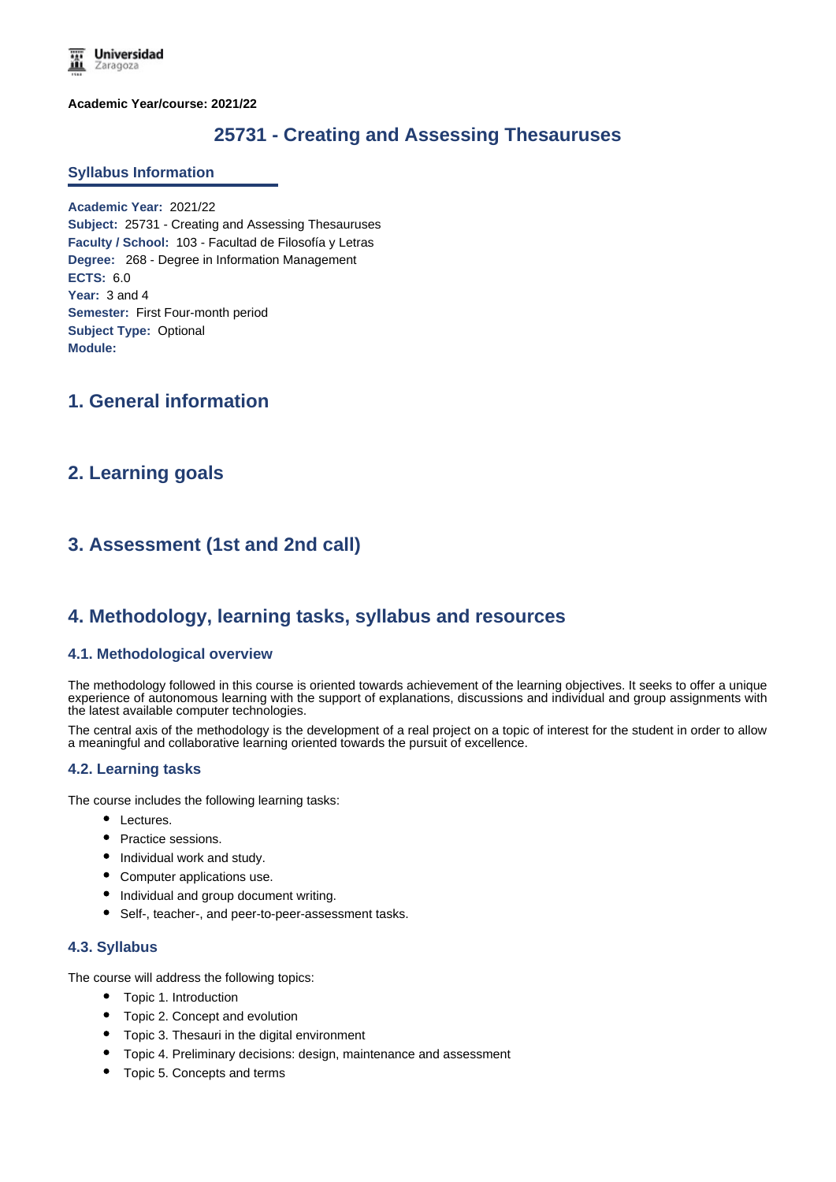Academic Year/course: 2021/22

# 25731 - Creating and Assessing Thesauruses

## Syllabus Information

**Academic Year:** 2021/22
**Subject:** 25731 - Creating and Assessing Thesauruses
**Faculty / School:** 103 - Facultad de Filosofía y Letras
**Degree:** 268 - Degree in Information Management
**ECTS:** 6.0
**Year:** 3 and 4
**Semester:** First Four-month period
**Subject Type:** Optional
**Module:**

## 1. General information

## 2. Learning goals

## 3. Assessment (1st and 2nd call)

## 4. Methodology, learning tasks, syllabus and resources

### 4.1. Methodological overview

The methodology followed in this course is oriented towards achievement of the learning objectives. It seeks to offer a unique experience of autonomous learning with the support of explanations, discussions and individual and group assignments with the latest available computer technologies.

The central axis of the methodology is the development of a real project on a topic of interest for the student in order to allow a meaningful and collaborative learning oriented towards the pursuit of excellence.

### 4.2. Learning tasks

The course includes the following learning tasks:

- Lectures.
- Practice sessions.
- Individual work and study.
- Computer applications use.
- Individual and group document writing.
- Self-, teacher-, and peer-to-peer-assessment tasks.

### 4.3. Syllabus

The course will address the following topics:

- Topic 1. Introduction
- Topic 2. Concept and evolution
- Topic 3. Thesauri in the digital environment
- Topic 4. Preliminary decisions: design, maintenance and assessment
- Topic 5. Concepts and terms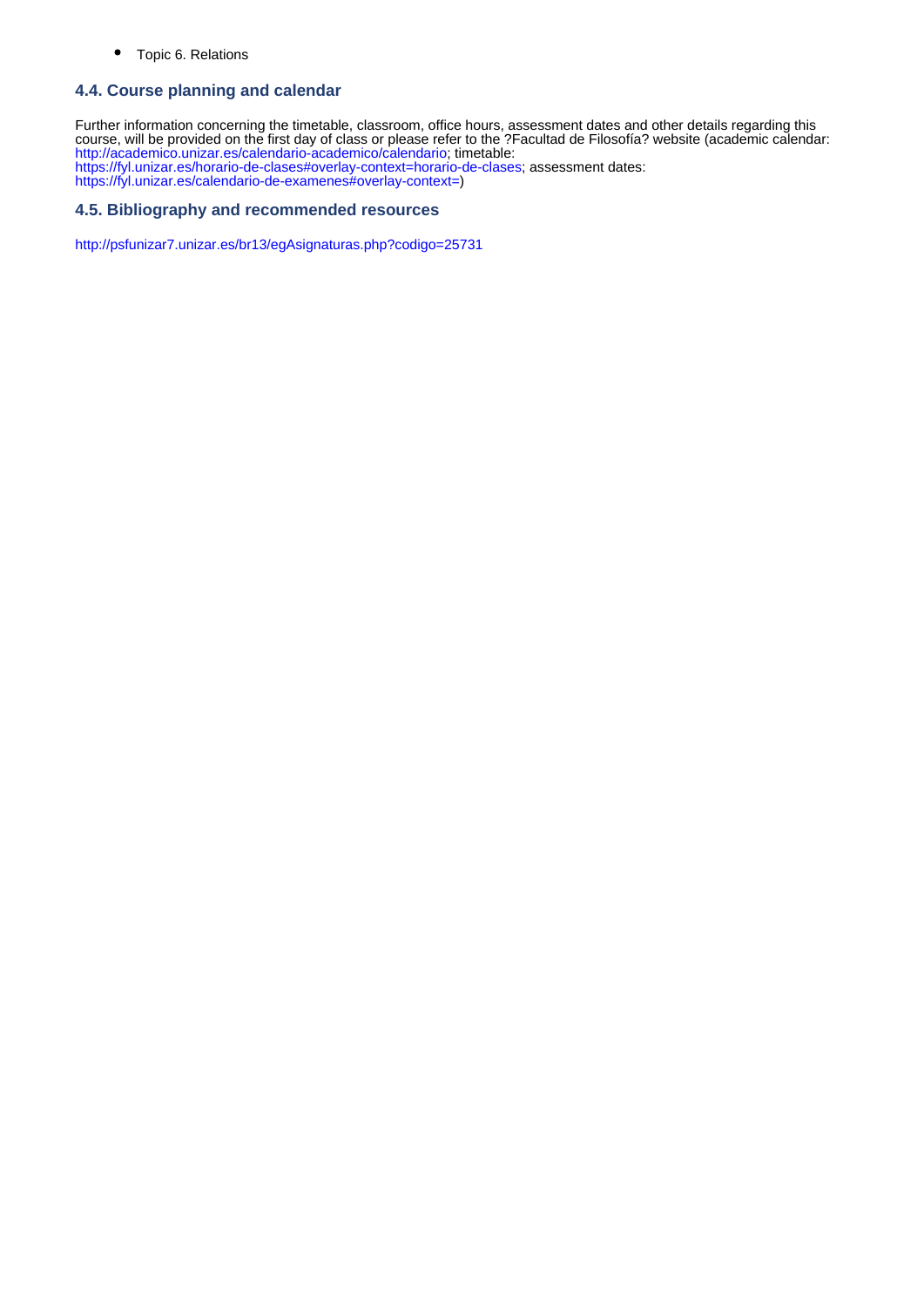- Topic 6. Relations

### 4.4. Course planning and calendar

Further information concerning the timetable, classroom, office hours, assessment dates and other details regarding this course, will be provided on the first day of class or please refer to the ?Facultad de Filosofía? website (academic calendar: http://academico.unizar.es/calendario-academico/calendario; timetable: https://fyl.unizar.es/horario-de-clases#overlay-context=horario-de-clases; assessment dates: https://fyl.unizar.es/calendario-de-examenes#overlay-context=)

### 4.5. Bibliography and recommended resources

http://psfunizar7.unizar.es/br13/egAsignaturas.php?codigo=25731